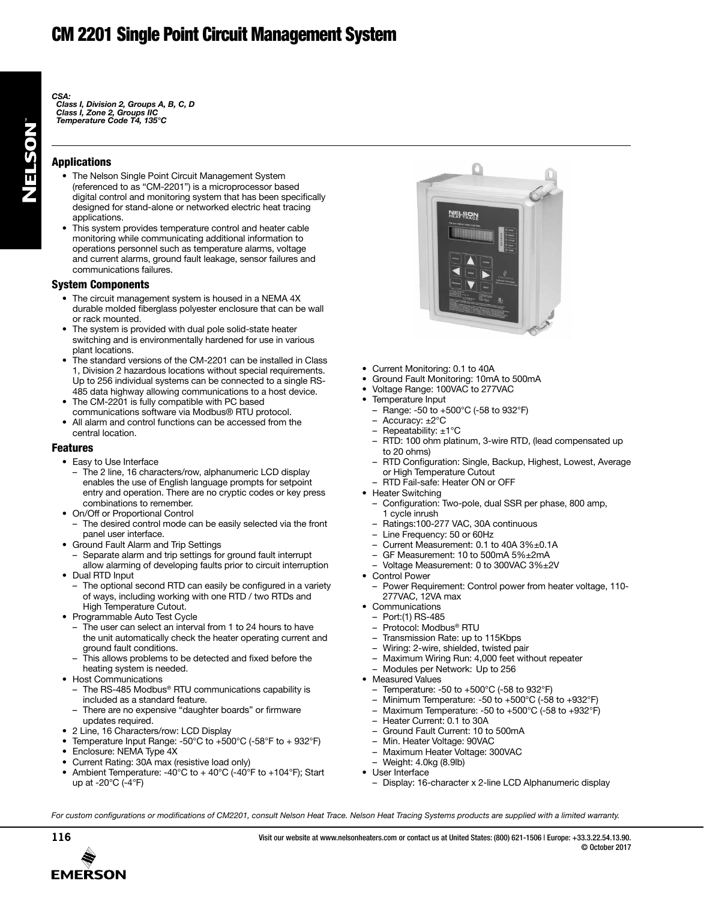# CM 2201 Single Point Circuit Management System

*CSA:*
*Class I, Division 2, Groups A, B, C, D*
*Class I, Zone 2, Groups IIC*
*Temperature Code T4, 135°C*

## Applications

- The Nelson Single Point Circuit Management System (referenced to as "CM-2201") is a microprocessor based digital control and monitoring system that has been specifically designed for stand-alone or networked electric heat tracing applications.
- This system provides temperature control and heater cable monitoring while communicating additional information to operations personnel such as temperature alarms, voltage and current alarms, ground fault leakage, sensor failures and communications failures.

## System Components

- The circuit management system is housed in a NEMA 4X durable molded fiberglass polyester enclosure that can be wall or rack mounted.
- The system is provided with dual pole solid-state heater switching and is environmentally hardened for use in various plant locations.
- The standard versions of the CM-2201 can be installed in Class 1, Division 2 hazardous locations without special requirements. Up to 256 individual systems can be connected to a single RS-485 data highway allowing communications to a host device.
- The CM-2201 is fully compatible with PC based communications software via Modbus® RTU protocol.
- All alarm and control functions can be accessed from the central location.

## Features

- Easy to Use Interface
  - The 2 line, 16 characters/row, alphanumeric LCD display enables the use of English language prompts for setpoint entry and operation. There are no cryptic codes or key press combinations to remember.
- On/Off or Proportional Control
  - The desired control mode can be easily selected via the front panel user interface.
- Ground Fault Alarm and Trip Settings
  - Separate alarm and trip settings for ground fault interrupt allow alarming of developing faults prior to circuit interruption
- Dual RTD Input
  - The optional second RTD can easily be configured in a variety of ways, including working with one RTD / two RTDs and High Temperature Cutout.
- Programmable Auto Test Cycle
  - The user can select an interval from 1 to 24 hours to have the unit automatically check the heater operating current and ground fault conditions.
  - This allows problems to be detected and fixed before the heating system is needed.
- Host Communications
  - The RS-485 Modbus® RTU communications capability is included as a standard feature.
  - There are no expensive "daughter boards" or firmware updates required.
- 2 Line, 16 Characters/row: LCD Display
- Temperature Input Range: -50°C to +500°C (-58°F to + 932°F)
- Enclosure: NEMA Type 4X
- Current Rating: 30A max (resistive load only)
- Ambient Temperature: -40°C to + 40°C (-40°F to +104°F); Start up at -20°C (-4°F)
- Current Monitoring: 0.1 to 40A
- Ground Fault Monitoring: 10mA to 500mA
- Voltage Range: 100VAC to 277VAC
- Temperature Input
  - Range: -50 to +500°C (-58 to 932°F)
  - Accuracy: ±2°C
  - Repeatability: ±1°C
  - RTD: 100 ohm platinum, 3-wire RTD, (lead compensated up to 20 ohms)
  - RTD Configuration: Single, Backup, Highest, Lowest, Average or High Temperature Cutout
  - RTD Fail-safe: Heater ON or OFF
- Heater Switching
  - Configuration: Two-pole, dual SSR per phase, 800 amp, 1 cycle inrush
  - Ratings:100-277 VAC, 30A continuous
  - Line Frequency: 50 or 60Hz
  - Current Measurement: 0.1 to 40A 3%±0.1A
  - GF Measurement: 10 to 500mA 5%±2mA
  - Voltage Measurement: 0 to 300VAC 3%±2V
- Control Power
  - Power Requirement: Control power from heater voltage, 110-277VAC, 12VA max
- Communications
  - Port:(1) RS-485
  - Protocol: Modbus® RTU
  - Transmission Rate: up to 115Kbps
  - Wiring: 2-wire, shielded, twisted pair
  - Maximum Wiring Run: 4,000 feet without repeater
  - Modules per Network: Up to 256
- Measured Values
  - Temperature: -50 to +500°C (-58 to 932°F)
  - Minimum Temperature: -50 to +500°C (-58 to +932°F)
  - Maximum Temperature: -50 to +500°C (-58 to +932°F)
  - Heater Current: 0.1 to 30A
  - Ground Fault Current: 10 to 500mA
  - Min. Heater Voltage: 90VAC
  - Maximum Heater Voltage: 300VAC
  - Weight: 4.0kg (8.9lb)
- User Interface
  - Display: 16-character x 2-line LCD Alphanumeric display

*For custom configurations or modifications of CM2201, consult Nelson Heat Trace. Nelson Heat Tracing Systems products are supplied with a limited warranty.*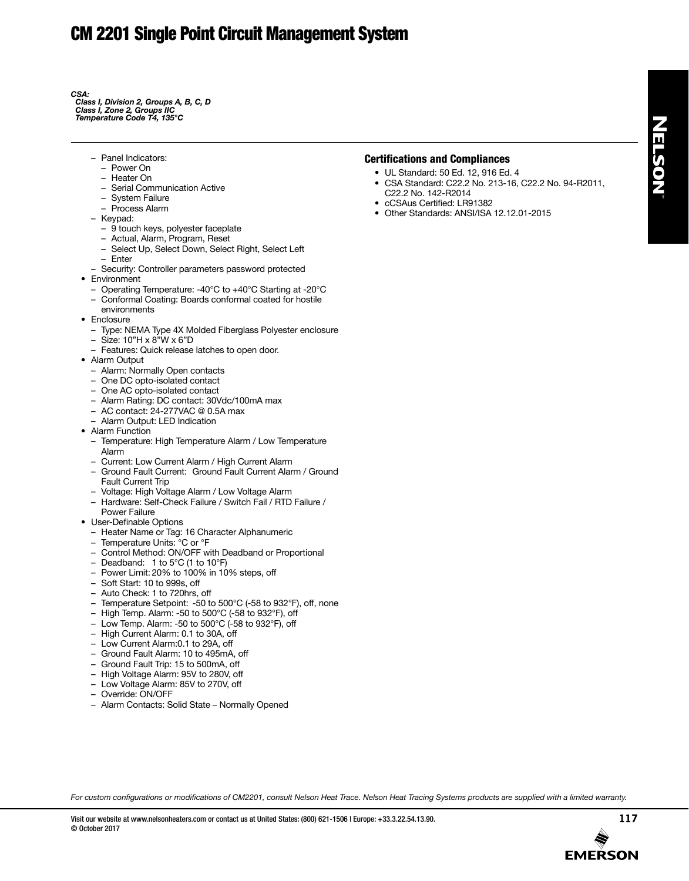# CM 2201 Single Point Circuit Management System

***CSA:***
***Class I, Division 2, Groups A, B, C, D***
***Class I, Zone 2, Groups IIC***
***Temperature Code T4, 135°C***

- – Panel Indicators:
  - – Power On
  - – Heater On
  - – Serial Communication Active
  - – System Failure
  - – Process Alarm
- – Keypad:
  - – 9 touch keys, polyester faceplate
  - – Actual, Alarm, Program, Reset
  - – Select Up, Select Down, Select Right, Select Left
  - – Enter
- – Security: Controller parameters password protected

- Environment
  - – Operating Temperature: -40°C to +40°C Starting at -20°C
  - – Conformal Coating: Boards conformal coated for hostile environments
- Enclosure
  - – Type: NEMA Type 4X Molded Fiberglass Polyester enclosure
  - – Size: 10"H x 8"W x 6"D
  - – Features: Quick release latches to open door.
- Alarm Output
  - – Alarm: Normally Open contacts
  - – One DC opto-isolated contact
  - – One AC opto-isolated contact
  - – Alarm Rating: DC contact: 30Vdc/100mA max
  - – AC contact: 24-277VAC @ 0.5A max
  - – Alarm Output: LED Indication
- Alarm Function
  - – Temperature: High Temperature Alarm / Low Temperature Alarm
  - – Current: Low Current Alarm / High Current Alarm
  - – Ground Fault Current: Ground Fault Current Alarm / Ground Fault Current Trip
  - – Voltage: High Voltage Alarm / Low Voltage Alarm
  - – Hardware: Self-Check Failure / Switch Fail / RTD Failure / Power Failure
- User-Definable Options
  - – Heater Name or Tag: 16 Character Alphanumeric
  - – Temperature Units: °C or °F
  - – Control Method: ON/OFF with Deadband or Proportional
  - – Deadband: 1 to 5°C (1 to 10°F)
  - – Power Limit: 20% to 100% in 10% steps, off
  - – Soft Start: 10 to 999s, off
  - – Auto Check: 1 to 720hrs, off
  - – Temperature Setpoint: -50 to 500°C (-58 to 932°F), off, none
  - – High Temp. Alarm: -50 to 500°C (-58 to 932°F), off
  - – Low Temp. Alarm: -50 to 500°C (-58 to 932°F), off
  - – High Current Alarm: 0.1 to 30A, off
  - – Low Current Alarm:0.1 to 29A, off
  - – Ground Fault Alarm: 10 to 495mA, off
  - – Ground Fault Trip: 15 to 500mA, off
  - – High Voltage Alarm: 95V to 280V, off
  - – Low Voltage Alarm: 85V to 270V, off
  - – Override: ON/OFF
  - – Alarm Contacts: Solid State – Normally Opened

### Certifications and Compliances

- UL Standard: 50 Ed. 12, 916 Ed. 4
- CSA Standard: C22.2 No. 213-16, C22.2 No. 94-R2011, C22.2 No. 142-R2014
- cCSAus Certified: LR91382
- Other Standards: ANSI/ISA 12.12.01-2015

*For custom configurations or modifications of CM2201, consult Nelson Heat Trace. Nelson Heat Tracing Systems products are supplied with a limited warranty.*